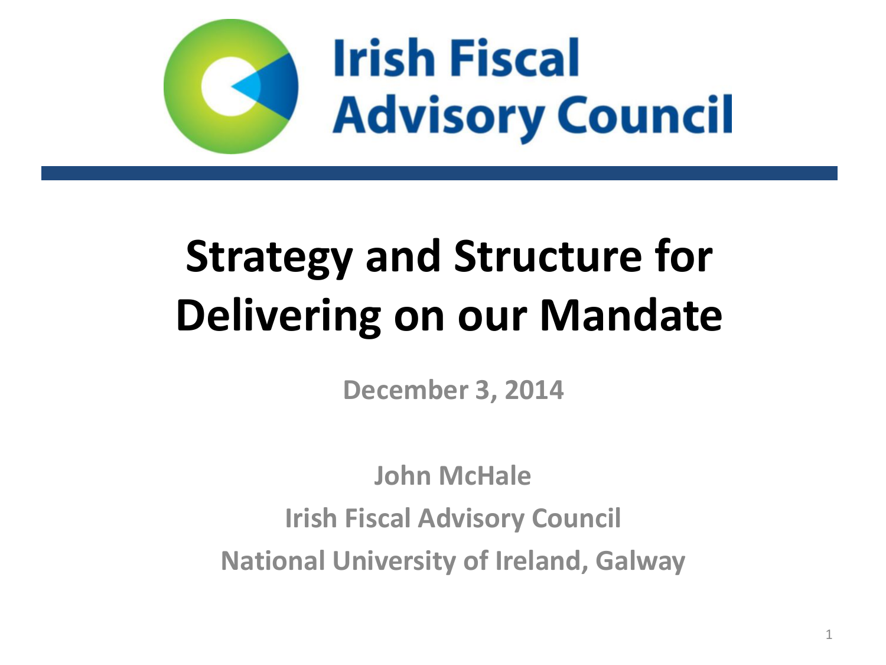Irish Fiscal Advisory Council

# Strategy and Structure for Delivering on our Mandate

**December 3, 2014**

**John McHale**

**Irish Fiscal Advisory Council**

**National University of Ireland, Galway**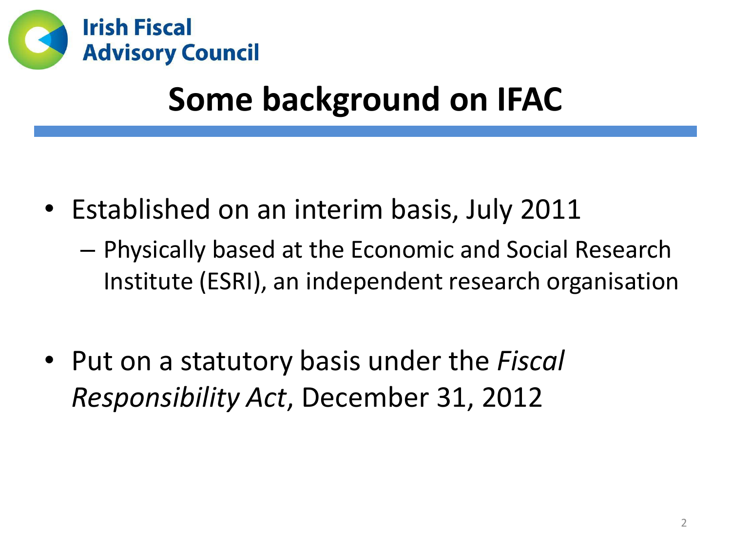Irish Fiscal Advisory Council

# Some background on IFAC

- Established on an interim basis, July 2011
  - Physically based at the Economic and Social Research Institute (ESRI), an independent research organisation
- Put on a statutory basis under the *Fiscal Responsibility Act*, December 31, 2012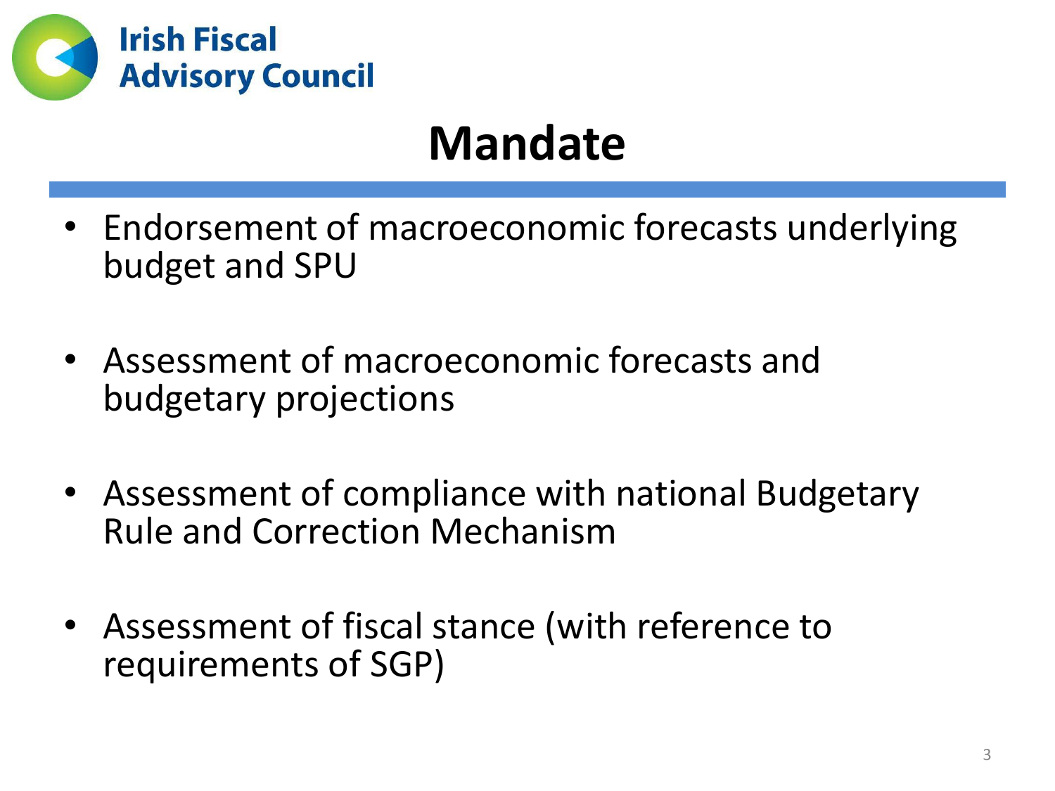# Mandate

- Endorsement of macroeconomic forecasts underlying budget and SPU
- Assessment of macroeconomic forecasts and budgetary projections
- Assessment of compliance with national Budgetary Rule and Correction Mechanism
- Assessment of fiscal stance (with reference to requirements of SGP)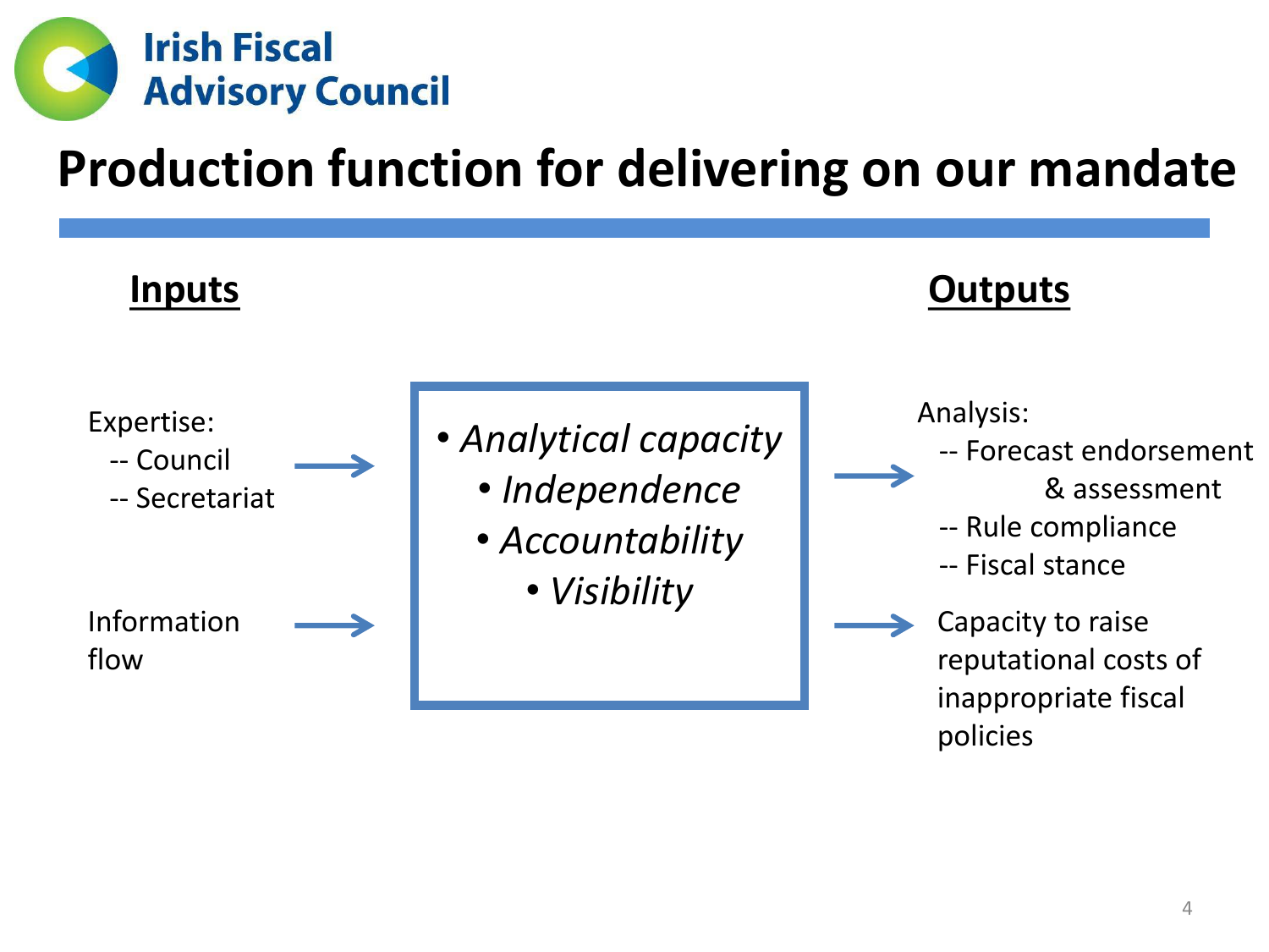# Production function for delivering on our mandate

**Inputs**

Expertise:
- -- Council
- -- Secretariat

→

Information flow

→

- *Analytical capacity*
- *Independence*
- *Accountability*
- *Visibility*

**Outputs**

→

Analysis:
- -- Forecast endorsement & assessment
- -- Rule compliance
- -- Fiscal stance

→

Capacity to raise reputational costs of inappropriate fiscal policies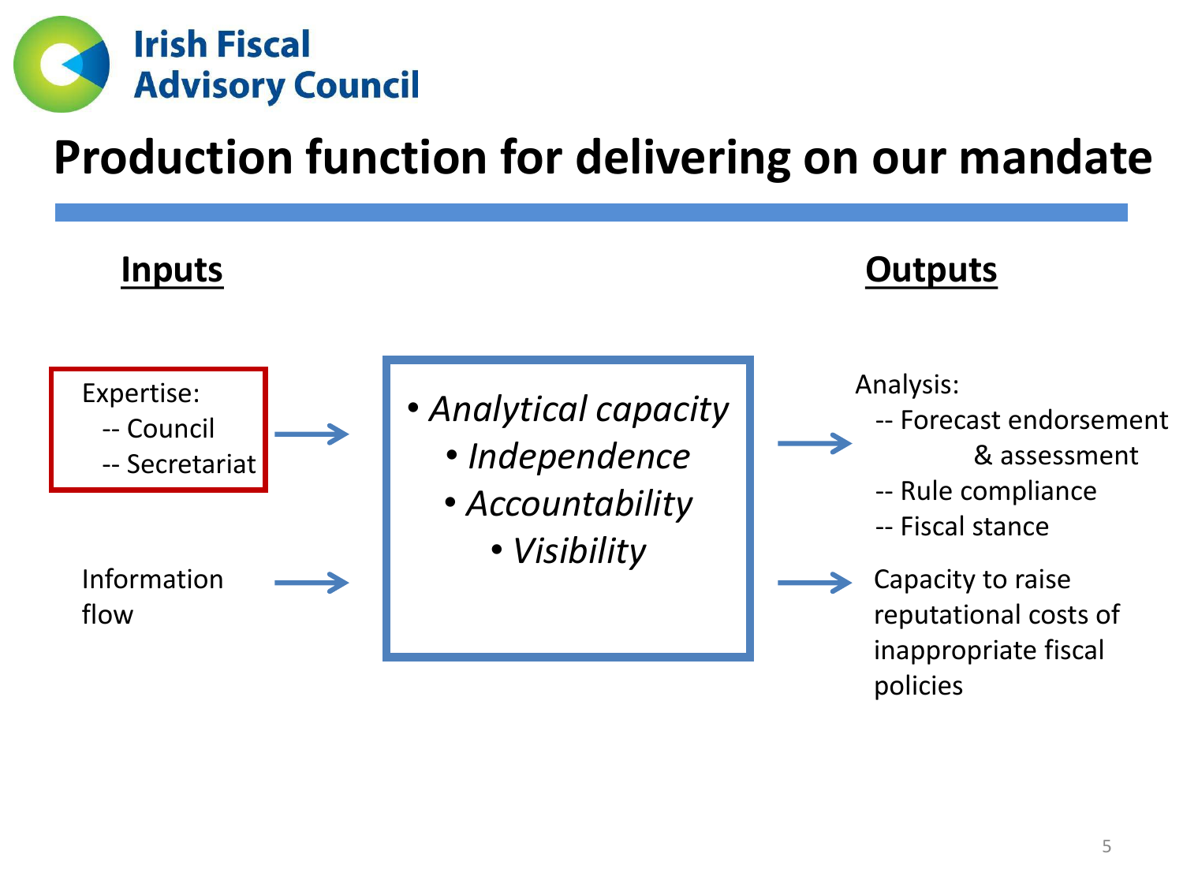Irish Fiscal Advisory Council

# Production function for delivering on our mandate

**Inputs**

Expertise:
- -- Council
- -- Secretariat

Information flow

→

- *Analytical capacity*
- *Independence*
- *Accountability*
- *Visibility*

→

**Outputs**

Analysis:
- -- Forecast endorsement & assessment
- -- Rule compliance
- -- Fiscal stance

Capacity to raise reputational costs of inappropriate fiscal policies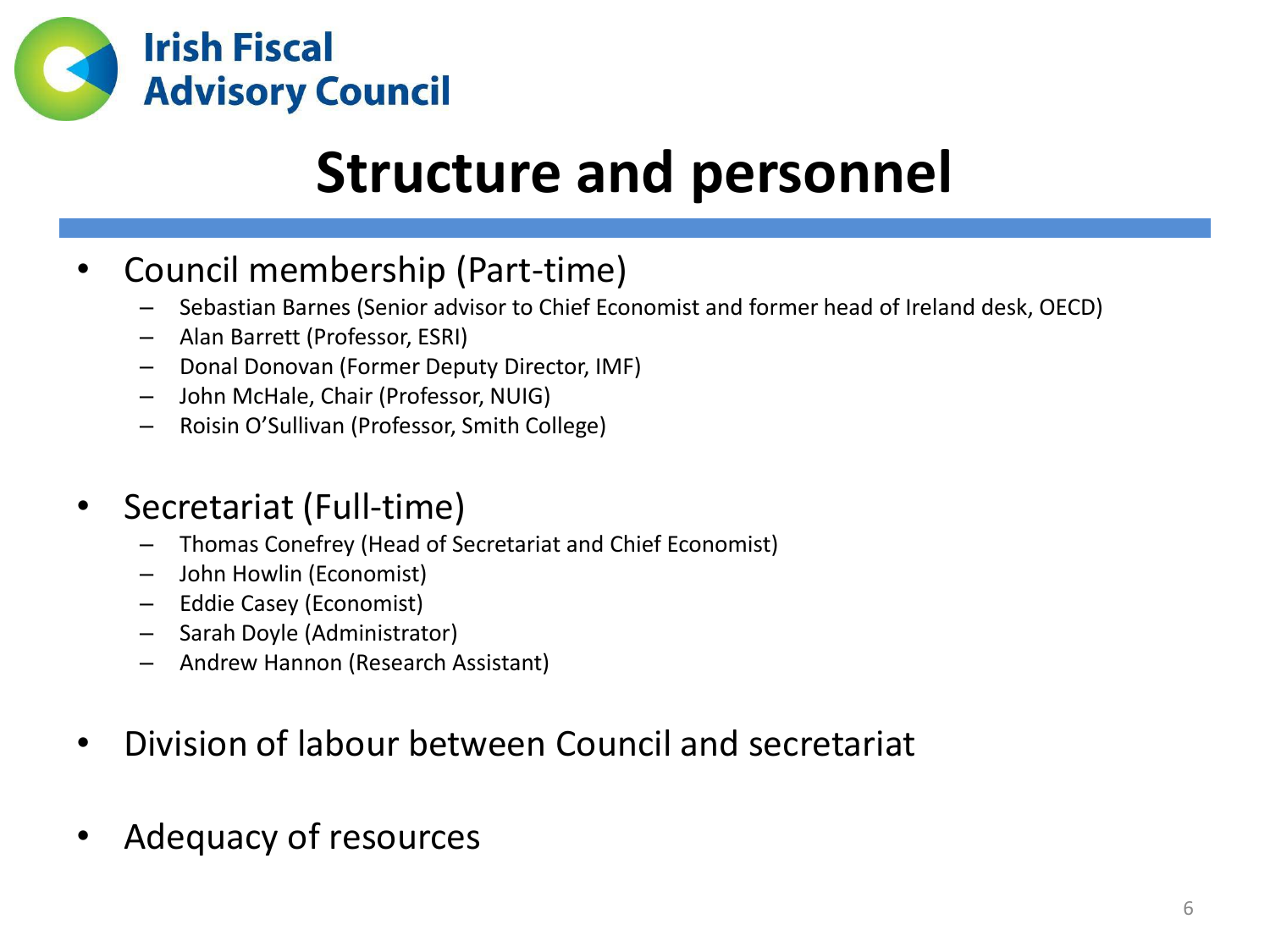Irish Fiscal Advisory Council

# Structure and personnel

- Council membership (Part-time)
  - Sebastian Barnes (Senior advisor to Chief Economist and former head of Ireland desk, OECD)
  - Alan Barrett (Professor, ESRI)
  - Donal Donovan (Former Deputy Director, IMF)
  - John McHale, Chair (Professor, NUIG)
  - Roisin O'Sullivan (Professor, Smith College)

- Secretariat (Full-time)
  - Thomas Conefrey (Head of Secretariat and Chief Economist)
  - John Howlin (Economist)
  - Eddie Casey (Economist)
  - Sarah Doyle (Administrator)
  - Andrew Hannon (Research Assistant)

- Division of labour between Council and secretariat

- Adequacy of resources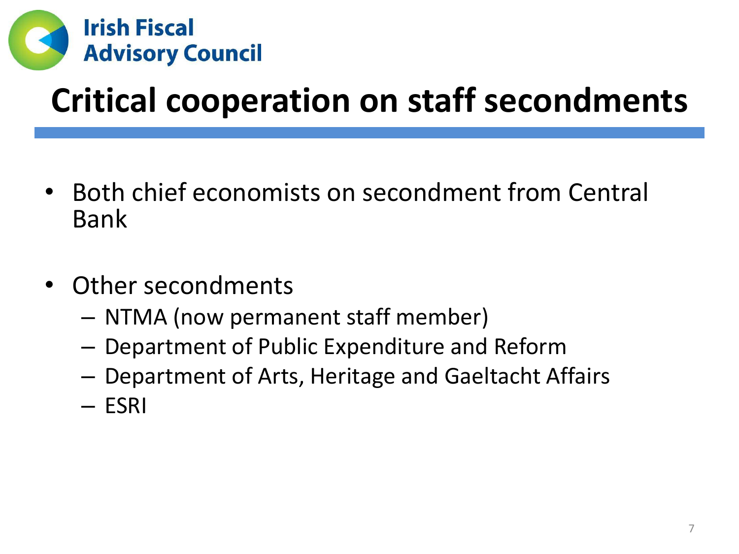# Critical cooperation on staff secondments

- Both chief economists on secondment from Central Bank
- Other secondments
  - NTMA (now permanent staff member)
  - Department of Public Expenditure and Reform
  - Department of Arts, Heritage and Gaeltacht Affairs
  - ESRI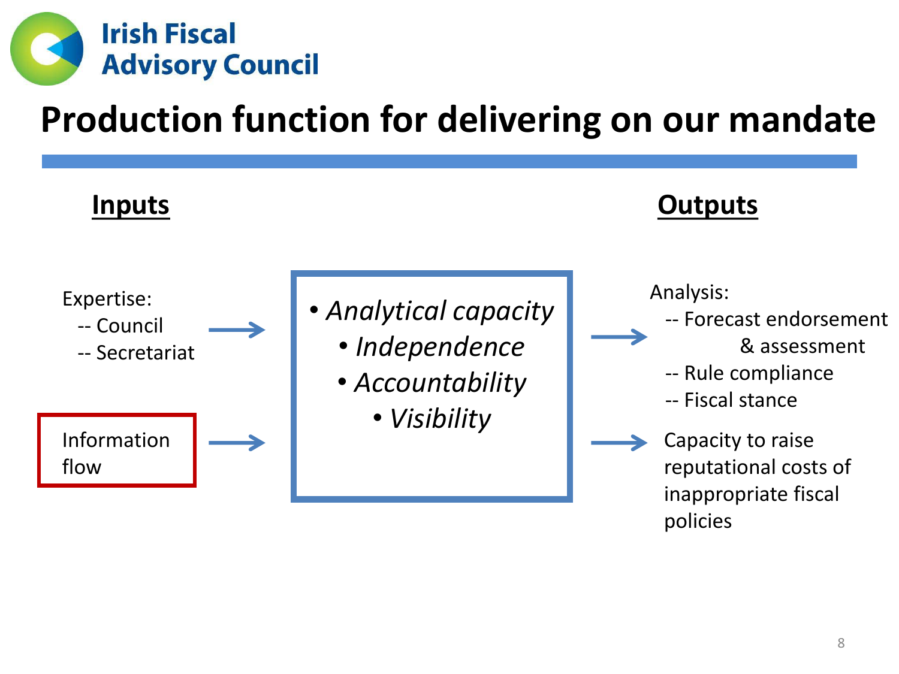# Production function for delivering on our mandate

**Inputs**

Expertise:
- -- Council
- -- Secretariat

→

Information flow

→

- *Analytical capacity*
- *Independence*
- *Accountability*
- *Visibility*

**Outputs**

→

Analysis:
- -- Forecast endorsement & assessment
- -- Rule compliance
- -- Fiscal stance

→

Capacity to raise reputational costs of inappropriate fiscal policies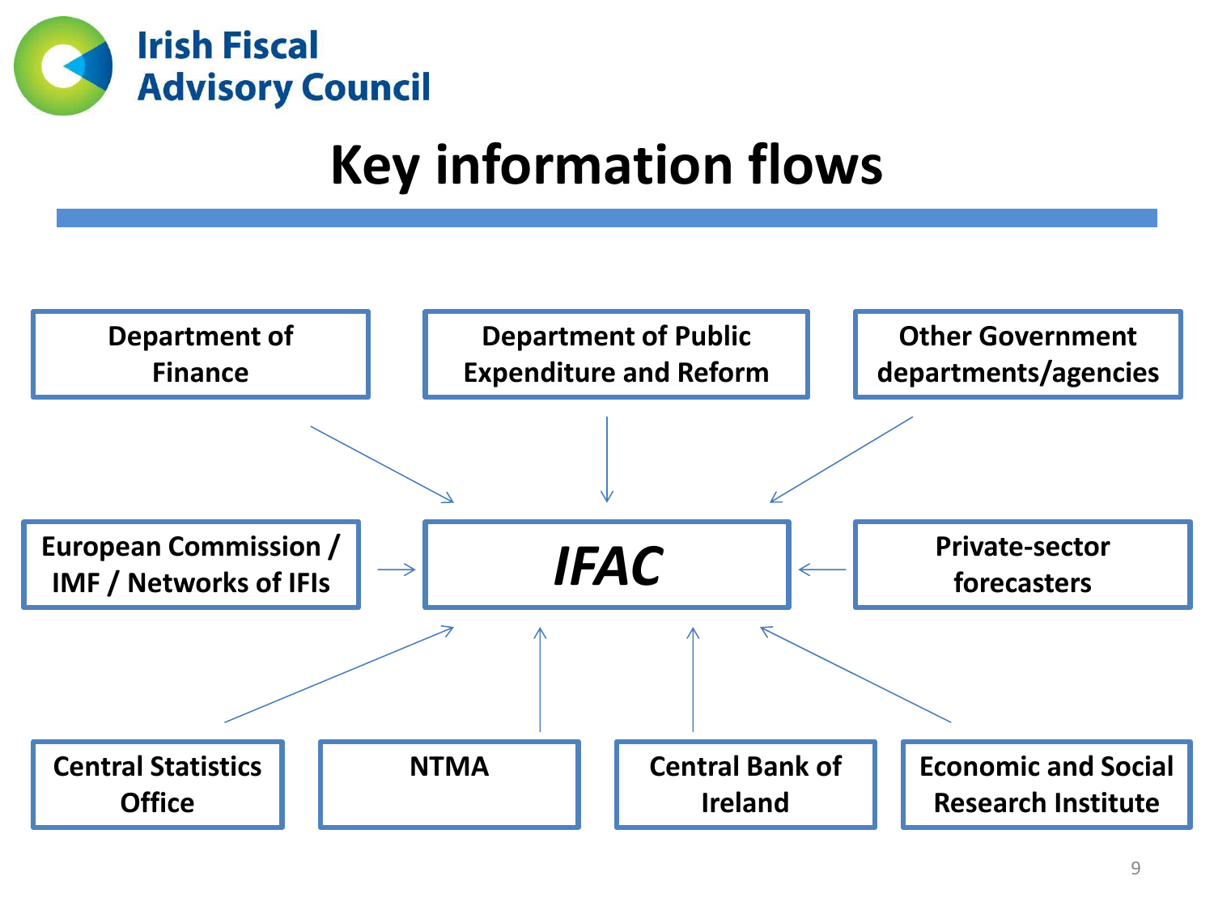Irish Fiscal Advisory Council

# Key information flows

- Department of Finance
- Department of Public Expenditure and Reform
- Other Government departments/agencies
- European Commission / IMF / Networks of IFIs
- Private-sector forecasters
- Central Statistics Office
- NTMA
- Central Bank of Ireland
- Economic and Social Research Institute

→ *IFAC*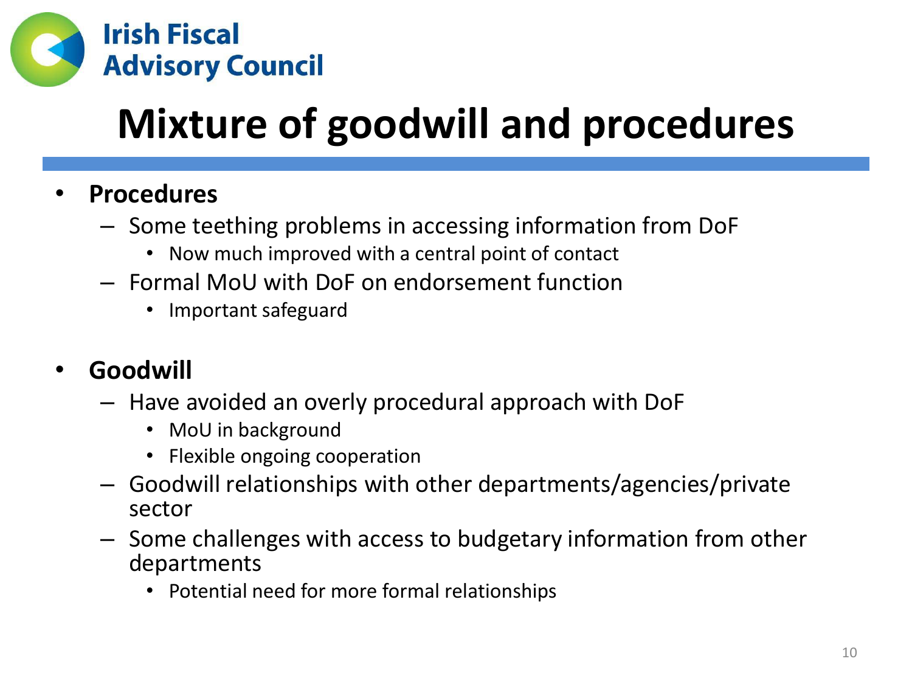# Mixture of goodwill and procedures

- **Procedures**
  - Some teething problems in accessing information from DoF
    - Now much improved with a central point of contact
  - Formal MoU with DoF on endorsement function
    - Important safeguard

- **Goodwill**
  - Have avoided an overly procedural approach with DoF
    - MoU in background
    - Flexible ongoing cooperation
  - Goodwill relationships with other departments/agencies/private sector
  - Some challenges with access to budgetary information from other departments
    - Potential need for more formal relationships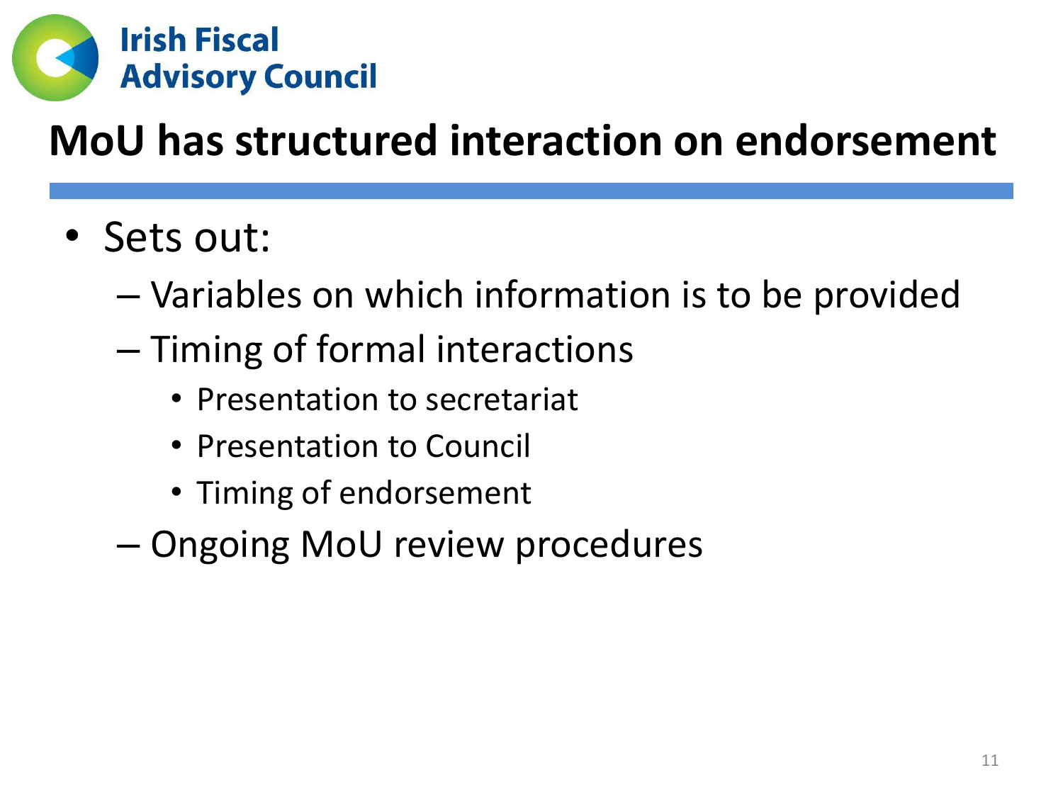# MoU has structured interaction on endorsement

- Sets out:
  - Variables on which information is to be provided
  - Timing of formal interactions
    - Presentation to secretariat
    - Presentation to Council
    - Timing of endorsement
  - Ongoing MoU review procedures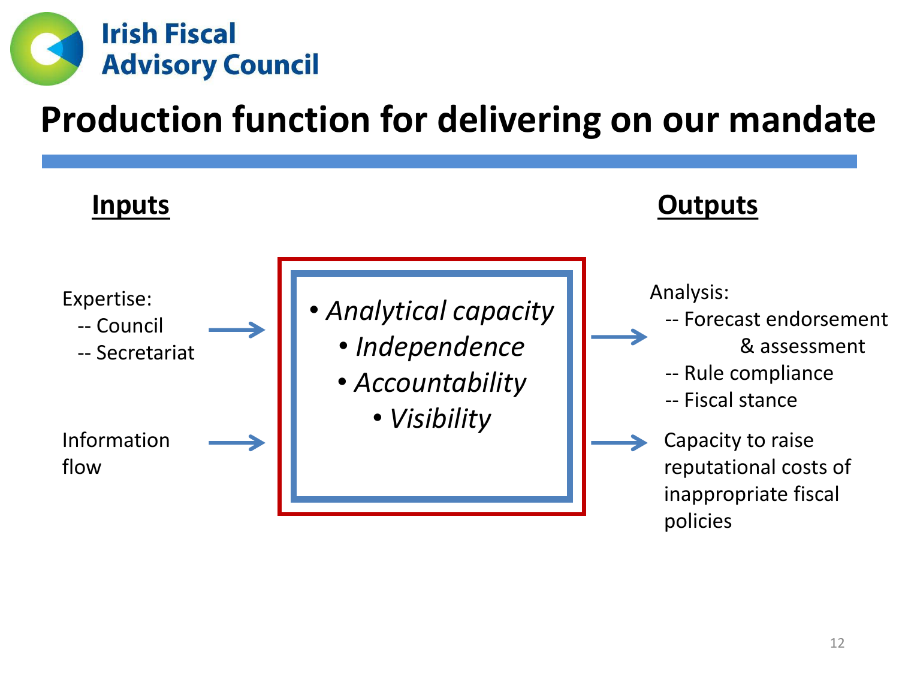Irish Fiscal Advisory Council

# Production function for delivering on our mandate

**Inputs**

Expertise:
- -- Council
- -- Secretariat

Information flow

→

- *Analytical capacity*
- *Independence*
- *Accountability*
- *Visibility*

→

**Outputs**

Analysis:
- -- Forecast endorsement & assessment
- -- Rule compliance
- -- Fiscal stance

Capacity to raise reputational costs of inappropriate fiscal policies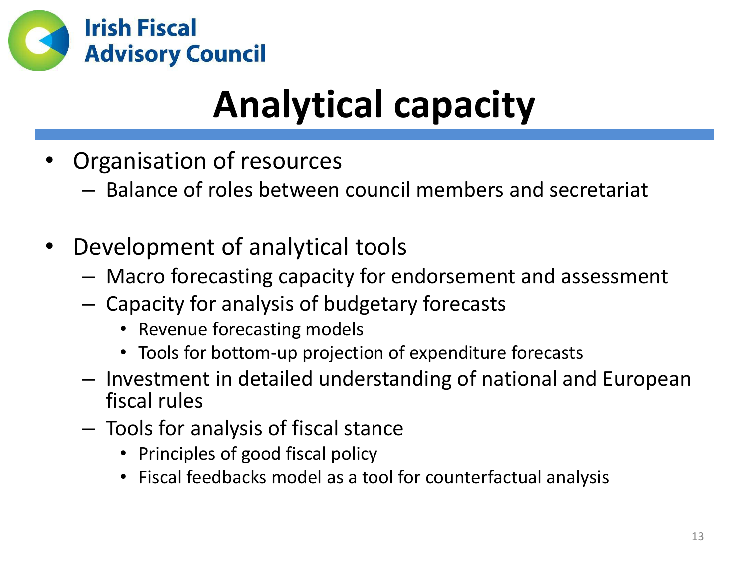Irish Fiscal Advisory Council

# Analytical capacity

- Organisation of resources
  - Balance of roles between council members and secretariat

- Development of analytical tools
  - Macro forecasting capacity for endorsement and assessment
  - Capacity for analysis of budgetary forecasts
    - Revenue forecasting models
    - Tools for bottom-up projection of expenditure forecasts
  - Investment in detailed understanding of national and European fiscal rules
  - Tools for analysis of fiscal stance
    - Principles of good fiscal policy
    - Fiscal feedbacks model as a tool for counterfactual analysis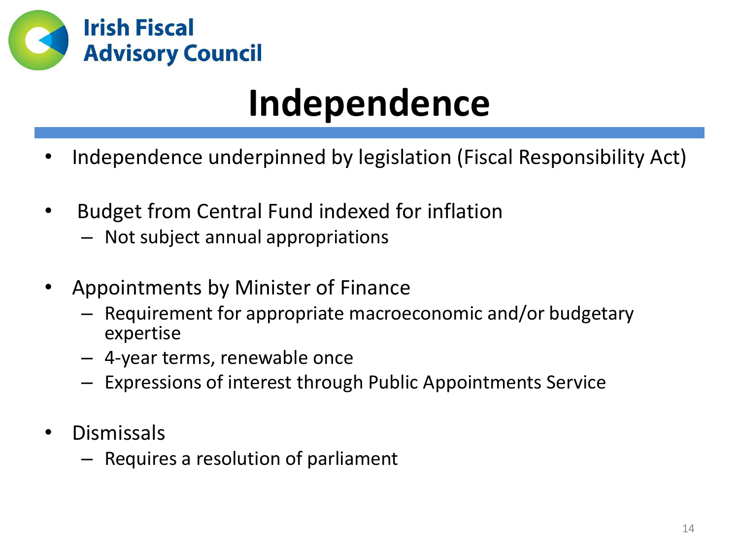# Independence

- Independence underpinned by legislation (Fiscal Responsibility Act)
- Budget from Central Fund indexed for inflation
  - Not subject annual appropriations
- Appointments by Minister of Finance
  - Requirement for appropriate macroeconomic and/or budgetary expertise
  - 4-year terms, renewable once
  - Expressions of interest through Public Appointments Service
- Dismissals
  - Requires a resolution of parliament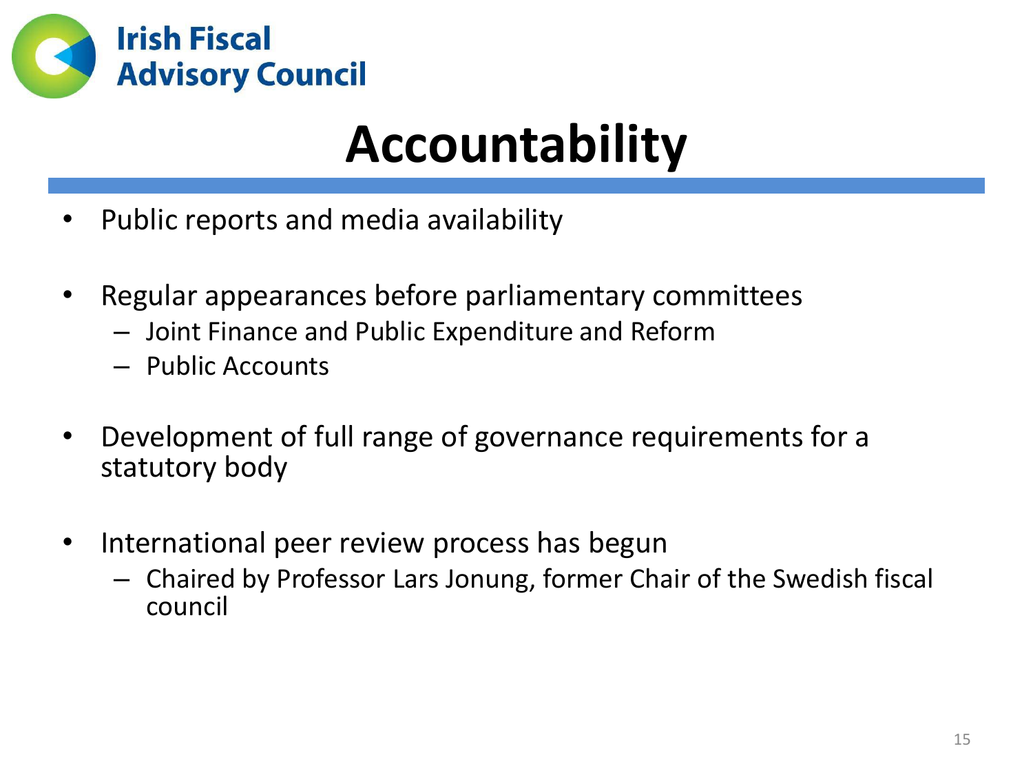Irish Fiscal Advisory Council

# Accountability

- Public reports and media availability
- Regular appearances before parliamentary committees
  - Joint Finance and Public Expenditure and Reform
  - Public Accounts
- Development of full range of governance requirements for a statutory body
- International peer review process has begun
  - Chaired by Professor Lars Jonung, former Chair of the Swedish fiscal council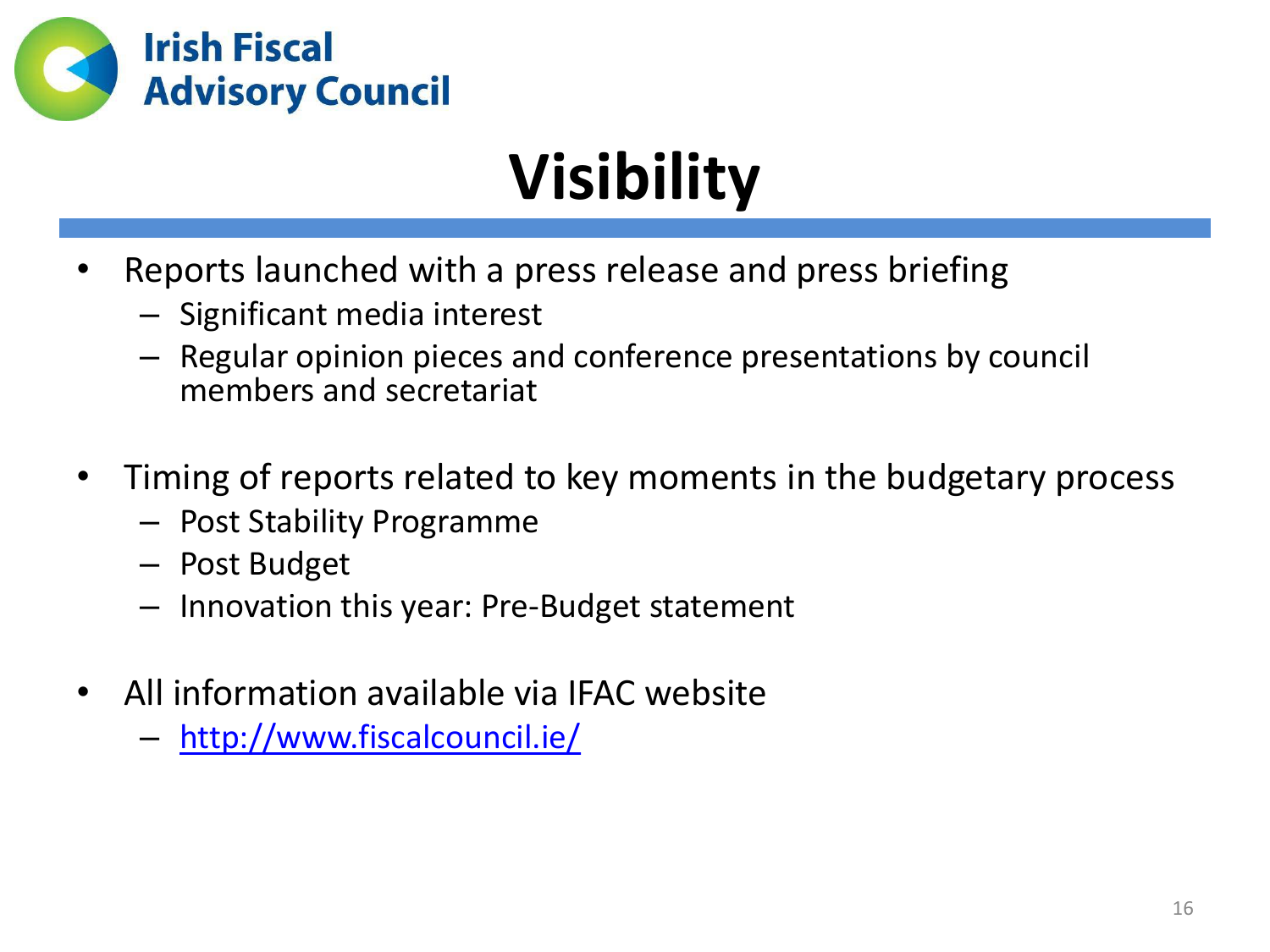Irish Fiscal Advisory Council

# Visibility

- Reports launched with a press release and press briefing
  - Significant media interest
  - Regular opinion pieces and conference presentations by council members and secretariat
- Timing of reports related to key moments in the budgetary process
  - Post Stability Programme
  - Post Budget
  - Innovation this year: Pre-Budget statement
- All information available via IFAC website
  - http://www.fiscalcouncil.ie/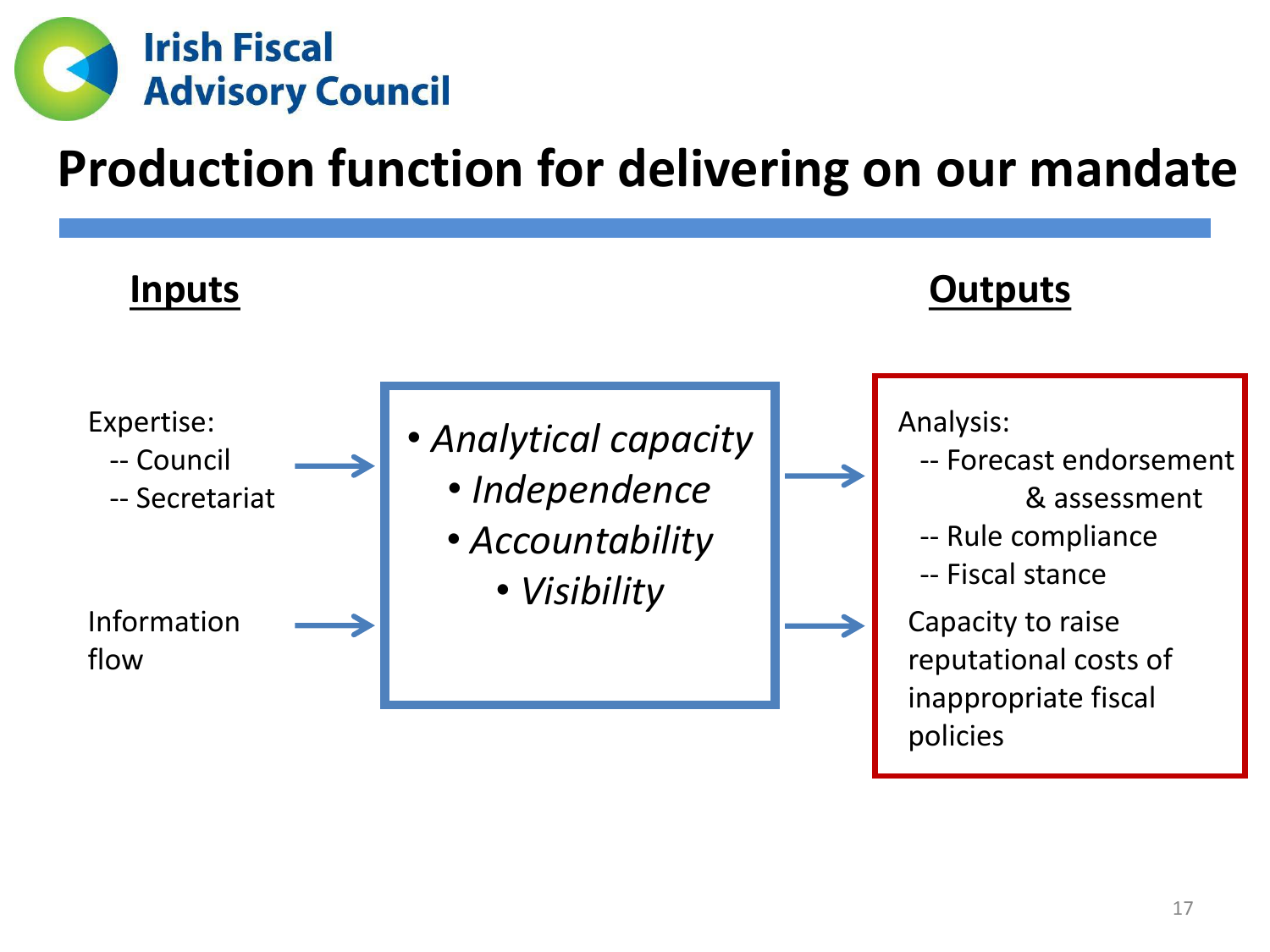Irish Fiscal Advisory Council

# Production function for delivering on our mandate

## Inputs

Expertise:
- -- Council
- -- Secretariat

Information flow

→

- *Analytical capacity*
- *Independence*
- *Accountability*
- *Visibility*

→

## Outputs

Analysis:
- -- Forecast endorsement & assessment
- -- Rule compliance
- -- Fiscal stance

Capacity to raise reputational costs of inappropriate fiscal policies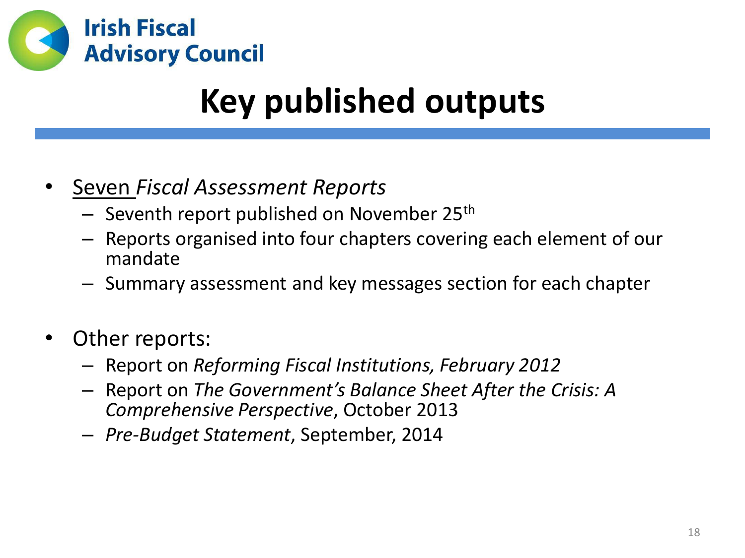Irish Fiscal Advisory Council

# Key published outputs

- Seven *Fiscal Assessment Reports*
  - Seventh report published on November 25th
  - Reports organised into four chapters covering each element of our mandate
  - Summary assessment and key messages section for each chapter
- Other reports:
  - Report on *Reforming Fiscal Institutions, February 2012*
  - Report on *The Government's Balance Sheet After the Crisis: A Comprehensive Perspective*, October 2013
  - *Pre-Budget Statement*, September, 2014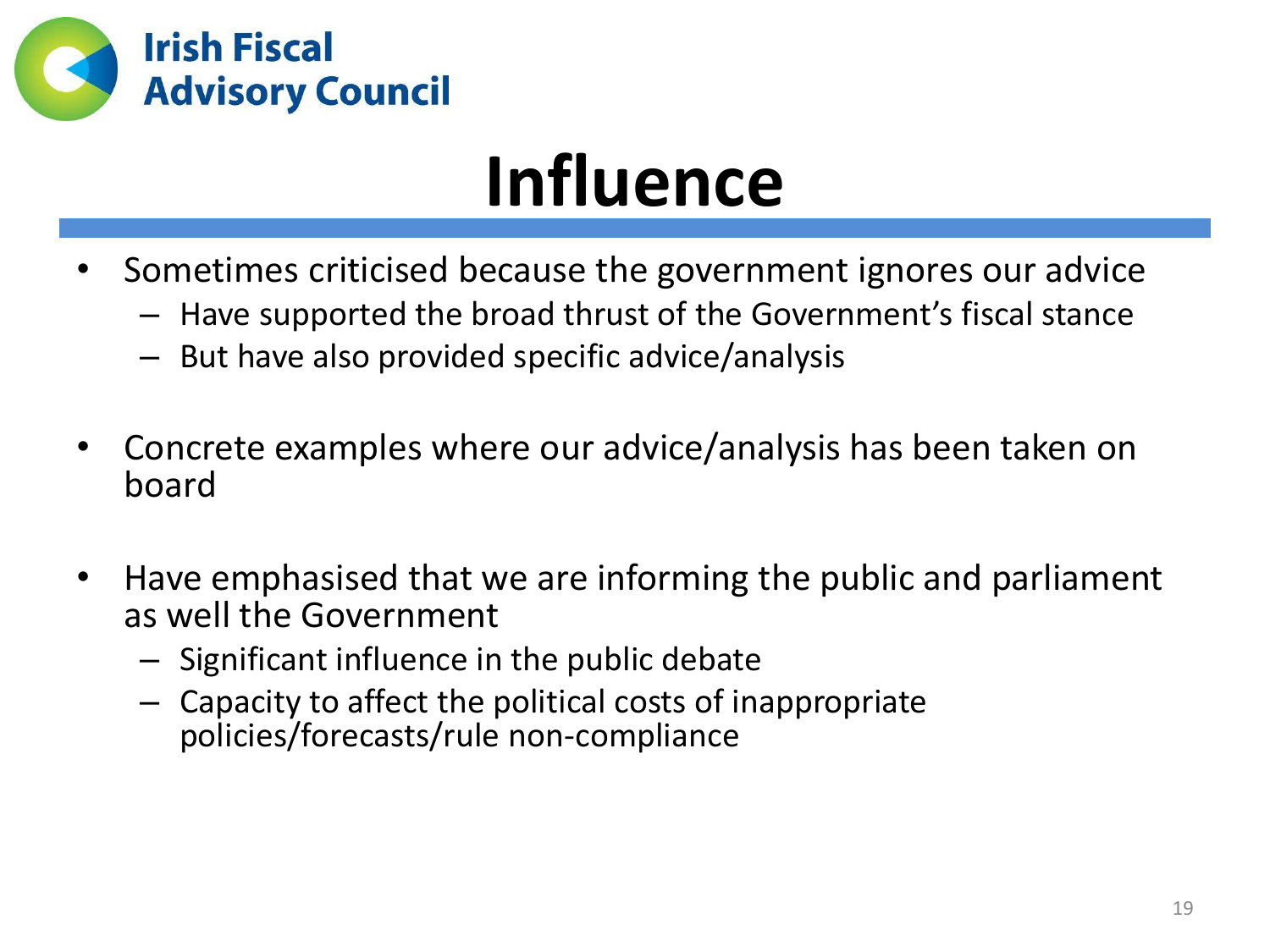Irish Fiscal Advisory Council

# Influence

- Sometimes criticised because the government ignores our advice
  - Have supported the broad thrust of the Government's fiscal stance
  - But have also provided specific advice/analysis
- Concrete examples where our advice/analysis has been taken on board
- Have emphasised that we are informing the public and parliament as well the Government
  - Significant influence in the public debate
  - Capacity to affect the political costs of inappropriate policies/forecasts/rule non-compliance